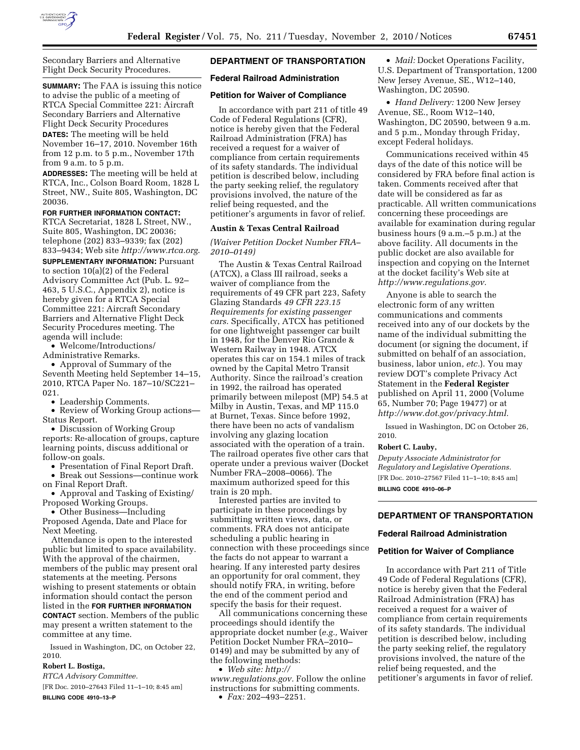Secondary Barriers and Alternative Flight Deck Security Procedures.

**SUMMARY:** The FAA is issuing this notice to advise the public of a meeting of RTCA Special Committee 221: Aircraft Secondary Barriers and Alternative Flight Deck Security Procedures

**DATES:** The meeting will be held November 16–17, 2010. November 16th from 12 p.m. to 5 p.m., November 17th from 9 a.m. to 5 p.m.

**ADDRESSES:** The meeting will be held at RTCA, Inc., Colson Board Room, 1828 L Street, NW., Suite 805, Washington, DC 20036.

**FOR FURTHER INFORMATION CONTACT:** RTCA Secretariat, 1828 L Street, NW., Suite 805, Washington, DC 20036; telephone (202) 833–9339; fax (202) 833–9434; Web site *http://www.rtca.org*.

**SUPPLEMENTARY INFORMATION:** Pursuant to section 10(a)(2) of the Federal Advisory Committee Act (Pub. L. 92–463, 5 U.S.C., Appendix 2), notice is hereby given for a RTCA Special Committee 221: Aircraft Secondary Barriers and Alternative Flight Deck Security Procedures meeting. The agenda will include:

- Welcome/Introductions/Administrative Remarks.
- Approval of Summary of the Seventh Meeting held September 14–15, 2010, RTCA Paper No. 187–10/SC221–021.
- Leadership Comments.
- Review of Working Group actions—Status Report.
- Discussion of Working Group reports: Re-allocation of groups, capture learning points, discuss additional or follow-on goals.
- Presentation of Final Report Draft.
- Break out Sessions—continue work on Final Report Draft.
- Approval and Tasking of Existing/Proposed Working Groups.
- Other Business—Including Proposed Agenda, Date and Place for Next Meeting.

Attendance is open to the interested public but limited to space availability. With the approval of the chairmen, members of the public may present oral statements at the meeting. Persons wishing to present statements or obtain information should contact the person listed in the **FOR FURTHER INFORMATION CONTACT** section. Members of the public may present a written statement to the committee at any time.

Issued in Washington, DC, on October 22, 2010.

**Robert L. Bostiga,**

*RTCA Advisory Committee.*

[FR Doc. 2010–27643 Filed 11–1–10; 8:45 am]

**BILLING CODE 4910–13–P**

## DEPARTMENT OF TRANSPORTATION

### Federal Railroad Administration

### Petition for Waiver of Compliance

In accordance with part 211 of title 49 Code of Federal Regulations (CFR), notice is hereby given that the Federal Railroad Administration (FRA) has received a request for a waiver of compliance from certain requirements of its safety standards. The individual petition is described below, including the party seeking relief, the regulatory provisions involved, the nature of the relief being requested, and the petitioner's arguments in favor of relief.

#### Austin & Texas Central Railroad

*(Waiver Petition Docket Number FRA–2010–0149)*

The Austin & Texas Central Railroad (ATCX), a Class III railroad, seeks a waiver of compliance from the requirements of 49 CFR part 223, Safety Glazing Standards *49 CFR 223.15 Requirements for existing passenger cars.* Specifically, ATCX has petitioned for one lightweight passenger car built in 1948, for the Denver Rio Grande & Western Railway in 1948. ATCX operates this car on 154.1 miles of track owned by the Capital Metro Transit Authority. Since the railroad's creation in 1992, the railroad has operated primarily between milepost (MP) 54.5 at Milby in Austin, Texas, and MP 115.0 at Burnet, Texas. Since before 1992, there have been no acts of vandalism involving any glazing location associated with the operation of a train. The railroad operates five other cars that operate under a previous waiver (Docket Number FRA–2008–0066). The maximum authorized speed for this train is 20 mph.

Interested parties are invited to participate in these proceedings by submitting written views, data, or comments. FRA does not anticipate scheduling a public hearing in connection with these proceedings since the facts do not appear to warrant a hearing. If any interested party desires an opportunity for oral comment, they should notify FRA, in writing, before the end of the comment period and specify the basis for their request.

All communications concerning these proceedings should identify the appropriate docket number (*e.g.,* Waiver Petition Docket Number FRA–2010–0149) and may be submitted by any of the following methods:

- *Web site: http://www.regulations.gov.* Follow the online instructions for submitting comments.
- *Fax:* 202–493–2251.
- *Mail:* Docket Operations Facility, U.S. Department of Transportation, 1200 New Jersey Avenue, SE., W12–140, Washington, DC 20590.
- *Hand Delivery:* 1200 New Jersey Avenue, SE., Room W12–140, Washington, DC 20590, between 9 a.m. and 5 p.m., Monday through Friday, except Federal holidays.

Communications received within 45 days of the date of this notice will be considered by FRA before final action is taken. Comments received after that date will be considered as far as practicable. All written communications concerning these proceedings are available for examination during regular business hours (9 a.m.–5 p.m.) at the above facility. All documents in the public docket are also available for inspection and copying on the Internet at the docket facility's Web site at *http://www.regulations.gov.*

Anyone is able to search the electronic form of any written communications and comments received into any of our dockets by the name of the individual submitting the document (or signing the document, if submitted on behalf of an association, business, labor union, *etc.*). You may review DOT's complete Privacy Act Statement in the **Federal Register** published on April 11, 2000 (Volume 65, Number 70; Page 19477) or at *http://www.dot.gov/privacy.html.*

Issued in Washington, DC on October 26, 2010.

**Robert C. Lauby,**

*Deputy Associate Administrator for Regulatory and Legislative Operations.*

[FR Doc. 2010–27567 Filed 11–1–10; 8:45 am]

**BILLING CODE 4910–06–P**

## DEPARTMENT OF TRANSPORTATION

### Federal Railroad Administration

### Petition for Waiver of Compliance

In accordance with Part 211 of Title 49 Code of Federal Regulations (CFR), notice is hereby given that the Federal Railroad Administration (FRA) has received a request for a waiver of compliance from certain requirements of its safety standards. The individual petition is described below, including the party seeking relief, the regulatory provisions involved, the nature of the relief being requested, and the petitioner's arguments in favor of relief.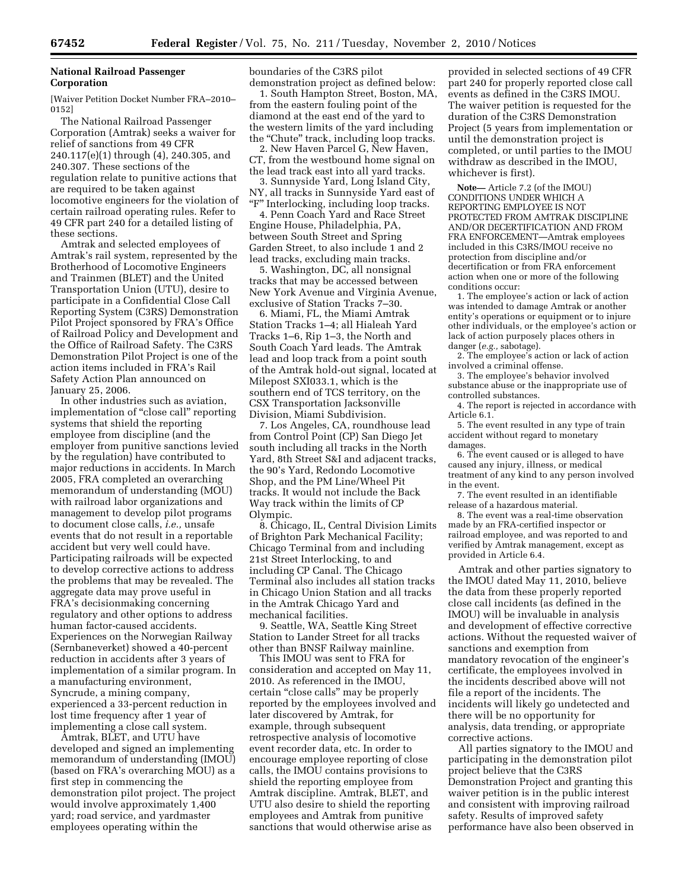## National Railroad Passenger Corporation

[Waiver Petition Docket Number FRA–2010–0152]

The National Railroad Passenger Corporation (Amtrak) seeks a waiver for relief of sanctions from 49 CFR 240.117(e)(1) through (4), 240.305, and 240.307. These sections of the regulation relate to punitive actions that are required to be taken against locomotive engineers for the violation of certain railroad operating rules. Refer to 49 CFR part 240 for a detailed listing of these sections.

Amtrak and selected employees of Amtrak's rail system, represented by the Brotherhood of Locomotive Engineers and Trainmen (BLET) and the United Transportation Union (UTU), desire to participate in a Confidential Close Call Reporting System (C3RS) Demonstration Pilot Project sponsored by FRA's Office of Railroad Policy and Development and the Office of Railroad Safety. The C3RS Demonstration Pilot Project is one of the action items included in FRA's Rail Safety Action Plan announced on January 25, 2006.

In other industries such as aviation, implementation of "close call" reporting systems that shield the reporting employee from discipline (and the employer from punitive sanctions levied by the regulation) have contributed to major reductions in accidents. In March 2005, FRA completed an overarching memorandum of understanding (MOU) with railroad labor organizations and management to develop pilot programs to document close calls, *i.e.,* unsafe events that do not result in a reportable accident but very well could have. Participating railroads will be expected to develop corrective actions to address the problems that may be revealed. The aggregate data may prove useful in FRA's decisionmaking concerning regulatory and other options to address human factor-caused accidents. Experiences on the Norwegian Railway (Sernbaneverket) showed a 40-percent reduction in accidents after 3 years of implementation of a similar program. In a manufacturing environment, Syncrude, a mining company, experienced a 33-percent reduction in lost time frequency after 1 year of implementing a close call system.

Amtrak, BLET, and UTU have developed and signed an implementing memorandum of understanding (IMOU) (based on FRA's overarching MOU) as a first step in commencing the demonstration pilot project. The project would involve approximately 1,400 yard; road service, and yardmaster employees operating within the boundaries of the C3RS pilot demonstration project as defined below:

1. South Hampton Street, Boston, MA, from the eastern fouling point of the diamond at the east end of the yard to the western limits of the yard including the "Chute" track, including loop tracks.
2. New Haven Parcel G, New Haven, CT, from the westbound home signal on the lead track east into all yard tracks.
3. Sunnyside Yard, Long Island City, NY, all tracks in Sunnyside Yard east of "F" Interlocking, including loop tracks.
4. Penn Coach Yard and Race Street Engine House, Philadelphia, PA, between South Street and Spring Garden Street, to also include 1 and 2 lead tracks, excluding main tracks.
5. Washington, DC, all nonsignal tracks that may be accessed between New York Avenue and Virginia Avenue, exclusive of Station Tracks 7–30.
6. Miami, FL, the Miami Amtrak Station Tracks 1–4; all Hialeah Yard Tracks 1–6, Rip 1–3, the North and South Coach Yard leads. The Amtrak lead and loop track from a point south of the Amtrak hold-out signal, located at Milepost SXI033.1, which is the southern end of TCS territory, on the CSX Transportation Jacksonville Division, Miami Subdivision.
7. Los Angeles, CA, roundhouse lead from Control Point (CP) San Diego Jet south including all tracks in the North Yard, 8th Street S&I and adjacent tracks, the 90's Yard, Redondo Locomotive Shop, and the PM Line/Wheel Pit tracks. It would not include the Back Way track within the limits of CP Olympic.
8. Chicago, IL, Central Division Limits of Brighton Park Mechanical Facility; Chicago Terminal from and including 21st Street Interlocking, to and including CP Canal. The Chicago Terminal also includes all station tracks in Chicago Union Station and all tracks in the Amtrak Chicago Yard and mechanical facilities.
9. Seattle, WA, Seattle King Street Station to Lander Street for all tracks other than BNSF Railway mainline.

This IMOU was sent to FRA for consideration and accepted on May 11, 2010. As referenced in the IMOU, certain "close calls" may be properly reported by the employees involved and later discovered by Amtrak, for example, through subsequent retrospective analysis of locomotive event recorder data, etc. In order to encourage employee reporting of close calls, the IMOU contains provisions to shield the reporting employee from Amtrak discipline. Amtrak, BLET, and UTU also desire to shield the reporting employees and Amtrak from punitive sanctions that would otherwise arise as provided in selected sections of 49 CFR part 240 for properly reported close call events as defined in the C3RS IMOU. The waiver petition is requested for the duration of the C3RS Demonstration Project (5 years from implementation or until the demonstration project is completed, or until parties to the IMOU withdraw as described in the IMOU, whichever is first).

**Note—** Article 7.2 (of the IMOU) CONDITIONS UNDER WHICH A REPORTING EMPLOYEE IS NOT PROTECTED FROM AMTRAK DISCIPLINE AND/OR DECERTIFICATION AND FROM FRA ENFORCEMENT—Amtrak employees included in this C3RS/IMOU receive no protection from discipline and/or decertification or from FRA enforcement action when one or more of the following conditions occur:

1. The employee's action or lack of action was intended to damage Amtrak or another entity's operations or equipment or to injure other individuals, or the employee's action or lack of action purposely places others in danger (*e.g.,* sabotage).
2. The employee's action or lack of action involved a criminal offense.
3. The employee's behavior involved substance abuse or the inappropriate use of controlled substances.
4. The report is rejected in accordance with Article 6.1.
5. The event resulted in any type of train accident without regard to monetary damages.
6. The event caused or is alleged to have caused any injury, illness, or medical treatment of any kind to any person involved in the event.
7. The event resulted in an identifiable release of a hazardous material.
8. The event was a real-time observation made by an FRA-certified inspector or railroad employee, and was reported to and verified by Amtrak management, except as provided in Article 6.4.

Amtrak and other parties signatory to the IMOU dated May 11, 2010, believe the data from these properly reported close call incidents (as defined in the IMOU) will be invaluable in analysis and development of effective corrective actions. Without the requested waiver of sanctions and exemption from mandatory revocation of the engineer's certificate, the employees involved in the incidents described above will not file a report of the incidents. The incidents will likely go undetected and there will be no opportunity for analysis, data trending, or appropriate corrective actions.

All parties signatory to the IMOU and participating in the demonstration pilot project believe that the C3RS Demonstration Project and granting this waiver petition is in the public interest and consistent with improving railroad safety. Results of improved safety performance have also been observed in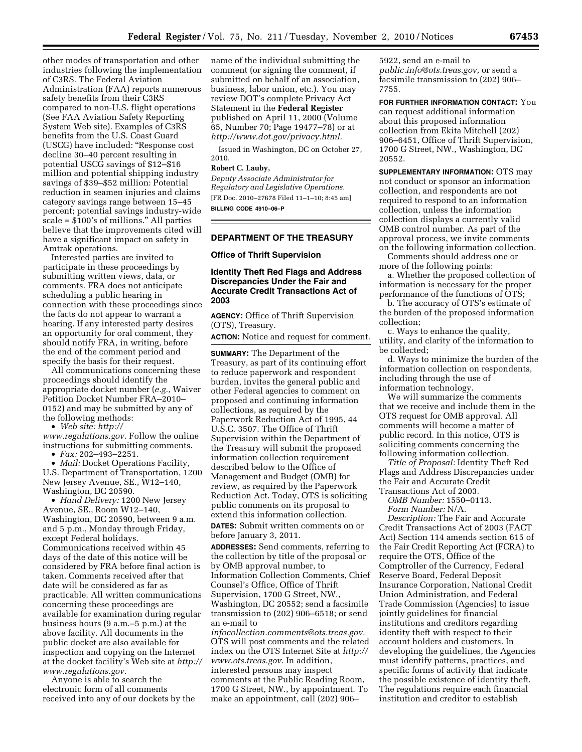other modes of transportation and other industries following the implementation of C3RS. The Federal Aviation Administration (FAA) reports numerous safety benefits from their C3RS compared to non-U.S. flight operations (See FAA Aviation Safety Reporting System Web site). Examples of C3RS benefits from the U.S. Coast Guard (USCG) have included: "Response cost decline 30–40 percent resulting in potential USCG savings of $12–$16 million and potential shipping industry savings of $39–$52 million: Potential reduction in seamen injuries and claims category savings range between 15–45 percent; potential savings industry-wide scale = $100's of millions." All parties believe that the improvements cited will have a significant impact on safety in Amtrak operations.

Interested parties are invited to participate in these proceedings by submitting written views, data, or comments. FRA does not anticipate scheduling a public hearing in connection with these proceedings since the facts do not appear to warrant a hearing. If any interested party desires an opportunity for oral comment, they should notify FRA, in writing, before the end of the comment period and specify the basis for their request.

All communications concerning these proceedings should identify the appropriate docket number (*e.g.,* Waiver Petition Docket Number FRA–2010–0152) and may be submitted by any of the following methods:

- *Web site: http://www.regulations.gov.* Follow the online instructions for submitting comments.
- *Fax:* 202–493–2251.
- *Mail:* Docket Operations Facility, U.S. Department of Transportation, 1200 New Jersey Avenue, SE., W12–140, Washington, DC 20590.
- *Hand Delivery:* 1200 New Jersey Avenue, SE., Room W12–140, Washington, DC 20590, between 9 a.m. and 5 p.m., Monday through Friday, except Federal holidays.

Communications received within 45 days of the date of this notice will be considered by FRA before final action is taken. Comments received after that date will be considered as far as practicable. All written communications concerning these proceedings are available for examination during regular business hours (9 a.m.–5 p.m.) at the above facility. All documents in the public docket are also available for inspection and copying on the Internet at the docket facility's Web site at *http://www.regulations.gov.*

Anyone is able to search the electronic form of all comments received into any of our dockets by the name of the individual submitting the comment (or signing the comment, if submitted on behalf of an association, business, labor union, etc.). You may review DOT's complete Privacy Act Statement in the **Federal Register** published on April 11, 2000 (Volume 65, Number 70; Page 19477–78) or at *http://www.dot.gov/privacy.html.*

Issued in Washington, DC on October 27, 2010.

**Robert C. Lauby,**

*Deputy Associate Administrator for Regulatory and Legislative Operations.*

[FR Doc. 2010–27678 Filed 11–1–10; 8:45 am]

**BILLING CODE 4910–06–P**

## DEPARTMENT OF THE TREASURY

### Office of Thrift Supervision

### Identity Theft Red Flags and Address Discrepancies Under the Fair and Accurate Credit Transactions Act of 2003

**AGENCY:** Office of Thrift Supervision (OTS), Treasury.

**ACTION:** Notice and request for comment.

**SUMMARY:** The Department of the Treasury, as part of its continuing effort to reduce paperwork and respondent burden, invites the general public and other Federal agencies to comment on proposed and continuing information collections, as required by the Paperwork Reduction Act of 1995, 44 U.S.C. 3507. The Office of Thrift Supervision within the Department of the Treasury will submit the proposed information collection requirement described below to the Office of Management and Budget (OMB) for review, as required by the Paperwork Reduction Act. Today, OTS is soliciting public comments on its proposal to extend this information collection.

**DATES:** Submit written comments on or before January 3, 2011.

**ADDRESSES:** Send comments, referring to the collection by title of the proposal or by OMB approval number, to Information Collection Comments, Chief Counsel's Office, Office of Thrift Supervision, 1700 G Street, NW., Washington, DC 20552; send a facsimile transmission to (202) 906–6518; or send an e-mail to *infocollection.comments@ots.treas.gov.* OTS will post comments and the related index on the OTS Internet Site at *http://www.ots.treas.gov.* In addition, interested persons may inspect comments at the Public Reading Room, 1700 G Street, NW., by appointment. To make an appointment, call (202) 906–5922, send an e-mail to *public.info@ots.treas.gov,* or send a facsimile transmission to (202) 906–7755.

**FOR FURTHER INFORMATION CONTACT:** You can request additional information about this proposed information collection from Ekita Mitchell (202) 906–6451, Office of Thrift Supervision, 1700 G Street, NW., Washington, DC 20552.

**SUPPLEMENTARY INFORMATION:** OTS may not conduct or sponsor an information collection, and respondents are not required to respond to an information collection, unless the information collection displays a currently valid OMB control number. As part of the approval process, we invite comments on the following information collection.

Comments should address one or more of the following points:

a. Whether the proposed collection of information is necessary for the proper performance of the functions of OTS;

b. The accuracy of OTS's estimate of the burden of the proposed information collection;

c. Ways to enhance the quality, utility, and clarity of the information to be collected;

d. Ways to minimize the burden of the information collection on respondents, including through the use of information technology.

We will summarize the comments that we receive and include them in the OTS request for OMB approval. All comments will become a matter of public record. In this notice, OTS is soliciting comments concerning the following information collection.

*Title of Proposal:* Identity Theft Red Flags and Address Discrepancies under the Fair and Accurate Credit Transactions Act of 2003.

*OMB Number:* 1550–0113.

*Form Number:* N/A.

*Description:* The Fair and Accurate Credit Transactions Act of 2003 (FACT Act) Section 114 amends section 615 of the Fair Credit Reporting Act (FCRA) to require the OTS, Office of the Comptroller of the Currency, Federal Reserve Board, Federal Deposit Insurance Corporation, National Credit Union Administration, and Federal Trade Commission (Agencies) to issue jointly guidelines for financial institutions and creditors regarding identity theft with respect to their account holders and customers. In developing the guidelines, the Agencies must identify patterns, practices, and specific forms of activity that indicate the possible existence of identity theft. The regulations require each financial institution and creditor to establish